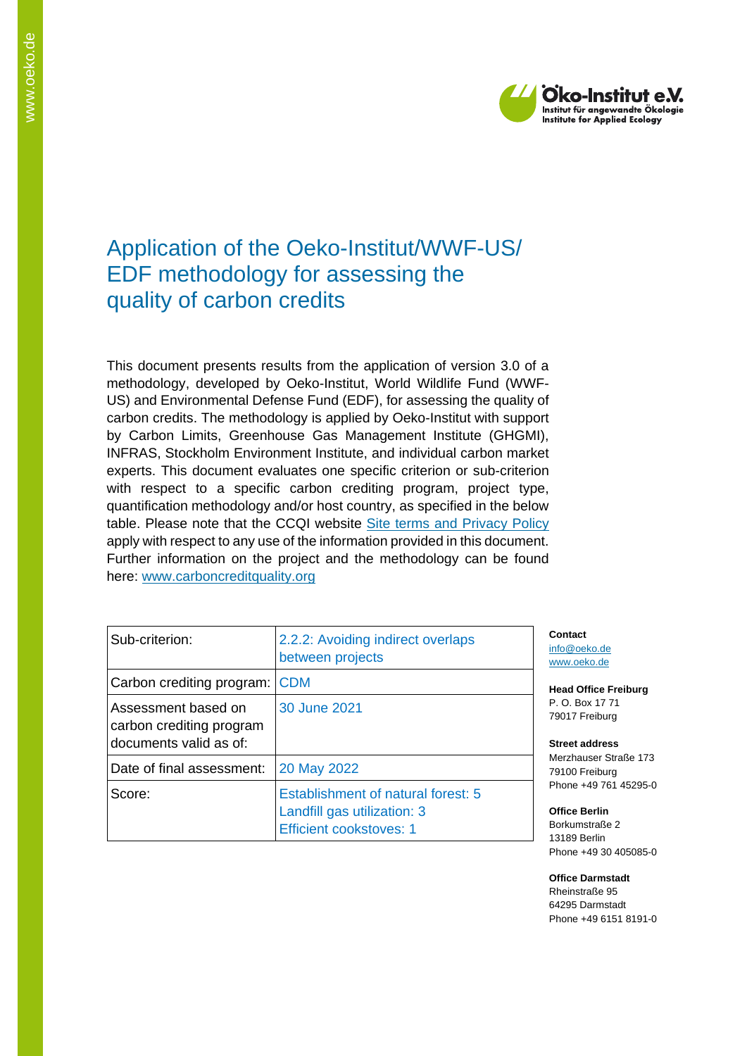# Application of the Oeko-Institut/WWF-US/ EDF methodology for assessing the quality of carbon credits

This document presents results from the application of version 3.0 of a methodology, developed by Oeko-Institut, World Wildlife Fund (WWF-US) and Environmental Defense Fund (EDF), for assessing the quality of carbon credits. The methodology is applied by Oeko-Institut with support by Carbon Limits, Greenhouse Gas Management Institute (GHGMI), INFRAS, Stockholm Environment Institute, and individual carbon market experts. This document evaluates one specific criterion or sub-criterion with respect to a specific carbon crediting program, project type, quantification methodology and/or host country, as specified in the below table. Please note that the CCQI website Site terms and Privacy Policy apply with respect to any use of the information provided in this document. Further information on the project and the methodology can be found here: www.carboncreditquality.org

| | |
|---|---|
| Sub-criterion: | 2.2.2: Avoiding indirect overlaps between projects |
| Carbon crediting program: | CDM |
| Assessment based on carbon crediting program documents valid as of: | 30 June 2021 |
| Date of final assessment: | 20 May 2022 |
| Score: | Establishment of natural forest: 5<br>Landfill gas utilization: 3<br>Efficient cookstoves: 1 |

**Contact**
info@oeko.de
www.oeko.de

**Head Office Freiburg**
P. O. Box 17 71
79017 Freiburg

**Street address**
Merzhauser Straße 173
79100 Freiburg
Phone +49 761 45295-0

**Office Berlin**
Borkumstraße 2
13189 Berlin
Phone +49 30 405085-0

**Office Darmstadt**
Rheinstraße 95
64295 Darmstadt
Phone +49 6151 8191-0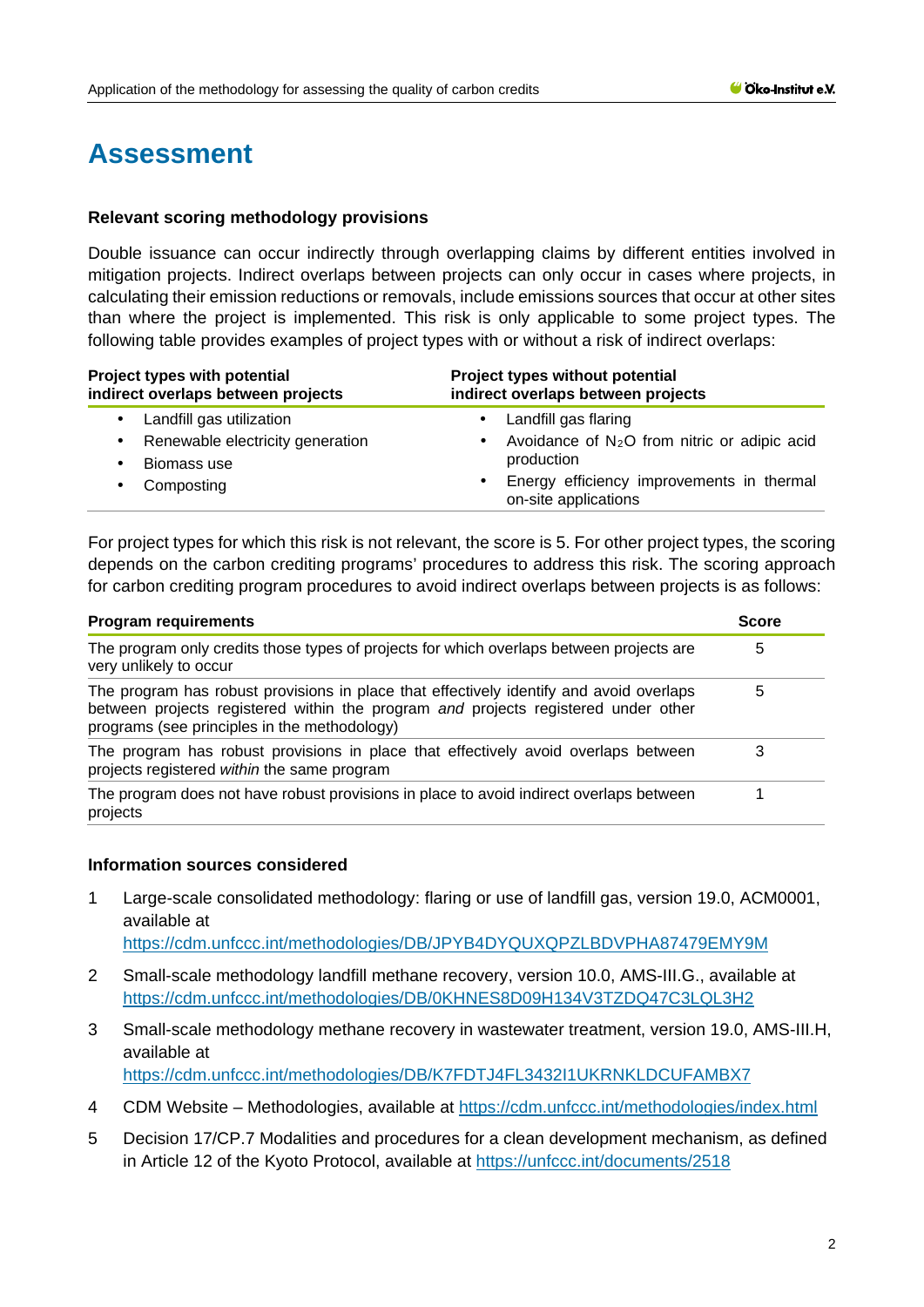# Assessment

### Relevant scoring methodology provisions

Double issuance can occur indirectly through overlapping claims by different entities involved in mitigation projects. Indirect overlaps between projects can only occur in cases where projects, in calculating their emission reductions or removals, include emissions sources that occur at other sites than where the project is implemented. This risk is only applicable to some project types. The following table provides examples of project types with or without a risk of indirect overlaps:

| Project types with potential indirect overlaps between projects | Project types without potential indirect overlaps between projects |
|---|---|
| • Landfill gas utilization<br>• Renewable electricity generation<br>• Biomass use<br>• Composting | • Landfill gas flaring<br>• Avoidance of $N_2O$ from nitric or adipic acid production<br>• Energy efficiency improvements in thermal on-site applications |

For project types for which this risk is not relevant, the score is 5. For other project types, the scoring depends on the carbon crediting programs' procedures to address this risk. The scoring approach for carbon crediting program procedures to avoid indirect overlaps between projects is as follows:

| Program requirements | Score |
|---|---|
| The program only credits those types of projects for which overlaps between projects are very unlikely to occur | 5 |
| The program has robust provisions in place that effectively identify and avoid overlaps between projects registered within the program *and* projects registered under other programs (see principles in the methodology) | 5 |
| The program has robust provisions in place that effectively avoid overlaps between projects registered *within* the same program | 3 |
| The program does not have robust provisions in place to avoid indirect overlaps between projects | 1 |

### Information sources considered

1. Large-scale consolidated methodology: flaring or use of landfill gas, version 19.0, ACM0001, available at https://cdm.unfccc.int/methodologies/DB/JPYB4DYQUXQPZLBDVPHA87479EMY9M
2. Small-scale methodology landfill methane recovery, version 10.0, AMS-III.G., available at https://cdm.unfccc.int/methodologies/DB/0KHNES8D09H134V3TZDQ47C3LQL3H2
3. Small-scale methodology methane recovery in wastewater treatment, version 19.0, AMS-III.H, available at https://cdm.unfccc.int/methodologies/DB/K7FDTJ4FL3432I1UKRNKLDCUFAMBX7
4. CDM Website – Methodologies, available at https://cdm.unfccc.int/methodologies/index.html
5. Decision 17/CP.7 Modalities and procedures for a clean development mechanism, as defined in Article 12 of the Kyoto Protocol, available at https://unfccc.int/documents/2518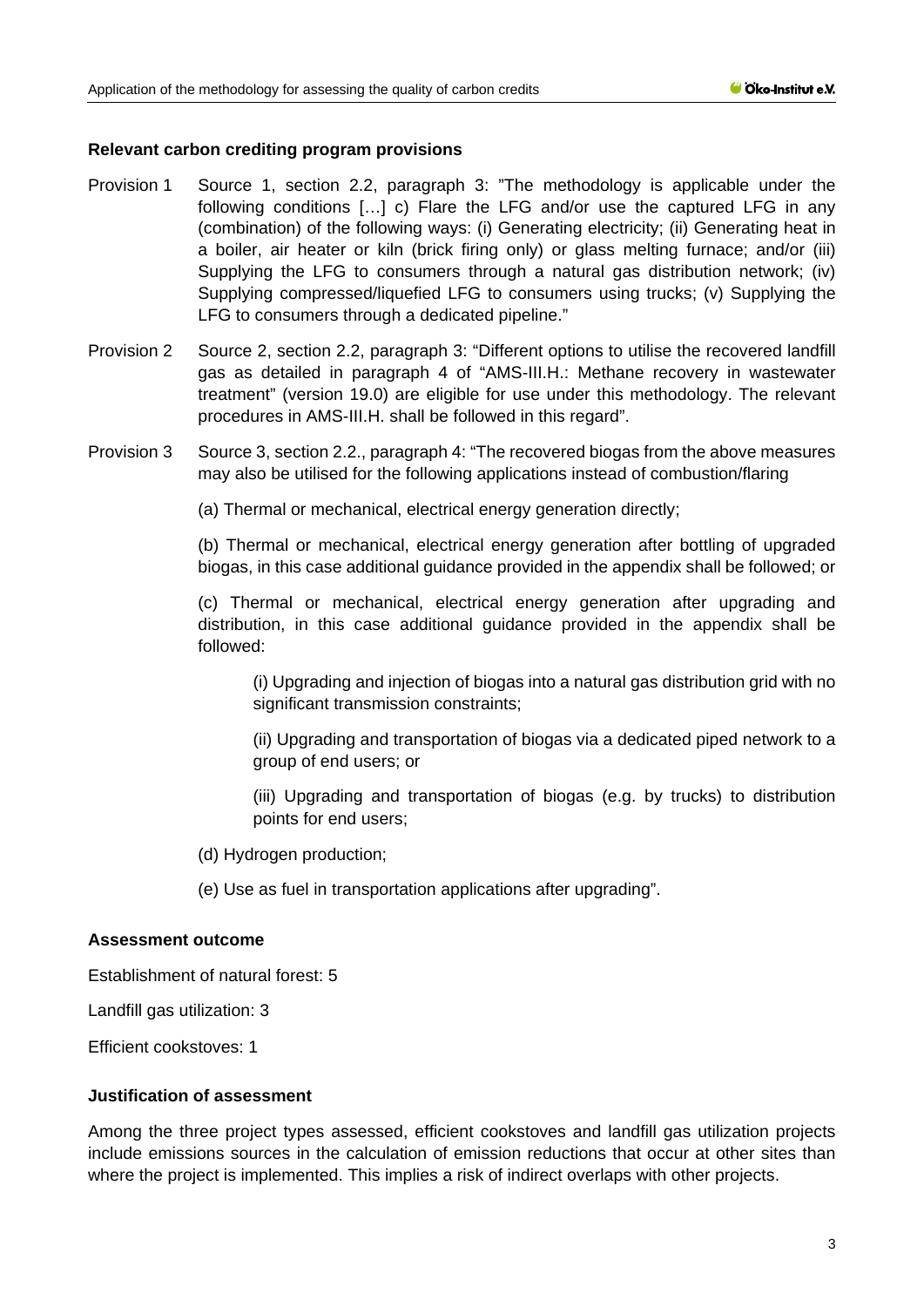**Relevant carbon crediting program provisions**

Provision 1 Source 1, section 2.2, paragraph 3: "The methodology is applicable under the following conditions […] c) Flare the LFG and/or use the captured LFG in any (combination) of the following ways: (i) Generating electricity; (ii) Generating heat in a boiler, air heater or kiln (brick firing only) or glass melting furnace; and/or (iii) Supplying the LFG to consumers through a natural gas distribution network; (iv) Supplying compressed/liquefied LFG to consumers using trucks; (v) Supplying the LFG to consumers through a dedicated pipeline."

Provision 2 Source 2, section 2.2, paragraph 3: "Different options to utilise the recovered landfill gas as detailed in paragraph 4 of "AMS-III.H.: Methane recovery in wastewater treatment" (version 19.0) are eligible for use under this methodology. The relevant procedures in AMS-III.H. shall be followed in this regard".

Provision 3 Source 3, section 2.2., paragraph 4: "The recovered biogas from the above measures may also be utilised for the following applications instead of combustion/flaring

(a) Thermal or mechanical, electrical energy generation directly;

(b) Thermal or mechanical, electrical energy generation after bottling of upgraded biogas, in this case additional guidance provided in the appendix shall be followed; or

(c) Thermal or mechanical, electrical energy generation after upgrading and distribution, in this case additional guidance provided in the appendix shall be followed:

(i) Upgrading and injection of biogas into a natural gas distribution grid with no significant transmission constraints;

(ii) Upgrading and transportation of biogas via a dedicated piped network to a group of end users; or

(iii) Upgrading and transportation of biogas (e.g. by trucks) to distribution points for end users;

(d) Hydrogen production;

(e) Use as fuel in transportation applications after upgrading".

**Assessment outcome**

Establishment of natural forest: 5

Landfill gas utilization: 3

Efficient cookstoves: 1

**Justification of assessment**

Among the three project types assessed, efficient cookstoves and landfill gas utilization projects include emissions sources in the calculation of emission reductions that occur at other sites than where the project is implemented. This implies a risk of indirect overlaps with other projects.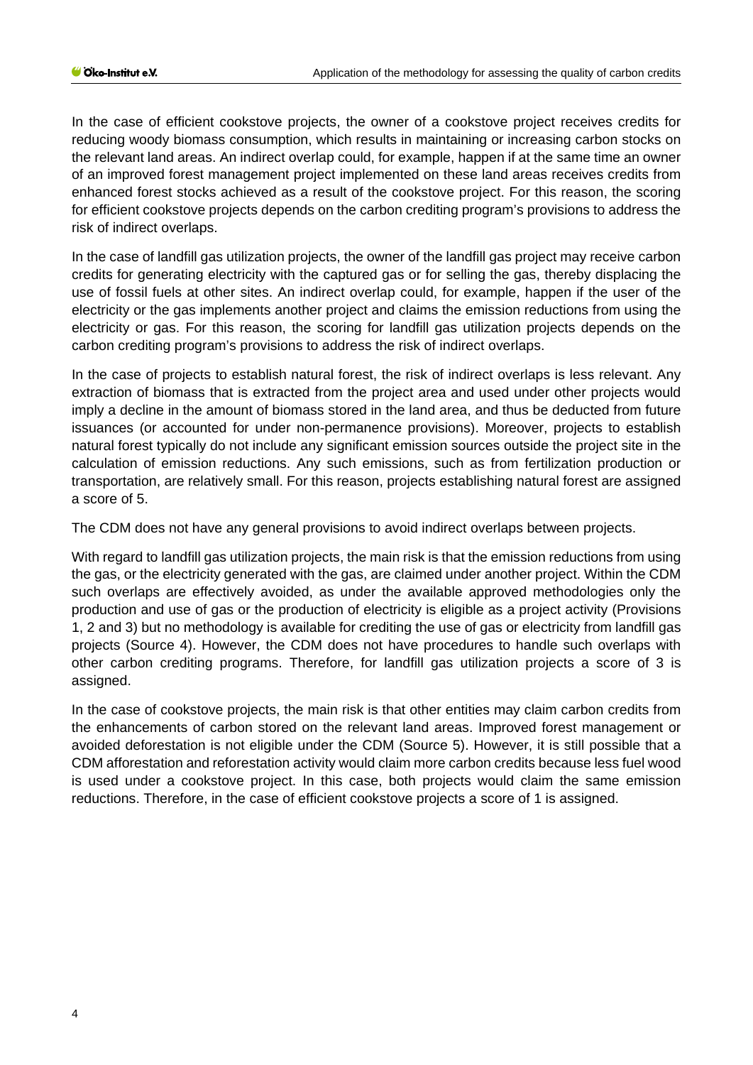In the case of efficient cookstove projects, the owner of a cookstove project receives credits for reducing woody biomass consumption, which results in maintaining or increasing carbon stocks on the relevant land areas. An indirect overlap could, for example, happen if at the same time an owner of an improved forest management project implemented on these land areas receives credits from enhanced forest stocks achieved as a result of the cookstove project. For this reason, the scoring for efficient cookstove projects depends on the carbon crediting program's provisions to address the risk of indirect overlaps.

In the case of landfill gas utilization projects, the owner of the landfill gas project may receive carbon credits for generating electricity with the captured gas or for selling the gas, thereby displacing the use of fossil fuels at other sites. An indirect overlap could, for example, happen if the user of the electricity or the gas implements another project and claims the emission reductions from using the electricity or gas. For this reason, the scoring for landfill gas utilization projects depends on the carbon crediting program's provisions to address the risk of indirect overlaps.

In the case of projects to establish natural forest, the risk of indirect overlaps is less relevant. Any extraction of biomass that is extracted from the project area and used under other projects would imply a decline in the amount of biomass stored in the land area, and thus be deducted from future issuances (or accounted for under non-permanence provisions). Moreover, projects to establish natural forest typically do not include any significant emission sources outside the project site in the calculation of emission reductions. Any such emissions, such as from fertilization production or transportation, are relatively small. For this reason, projects establishing natural forest are assigned a score of 5.

The CDM does not have any general provisions to avoid indirect overlaps between projects.

With regard to landfill gas utilization projects, the main risk is that the emission reductions from using the gas, or the electricity generated with the gas, are claimed under another project. Within the CDM such overlaps are effectively avoided, as under the available approved methodologies only the production and use of gas or the production of electricity is eligible as a project activity (Provisions 1, 2 and 3) but no methodology is available for crediting the use of gas or electricity from landfill gas projects (Source 4). However, the CDM does not have procedures to handle such overlaps with other carbon crediting programs. Therefore, for landfill gas utilization projects a score of 3 is assigned.

In the case of cookstove projects, the main risk is that other entities may claim carbon credits from the enhancements of carbon stored on the relevant land areas. Improved forest management or avoided deforestation is not eligible under the CDM (Source 5). However, it is still possible that a CDM afforestation and reforestation activity would claim more carbon credits because less fuel wood is used under a cookstove project. In this case, both projects would claim the same emission reductions. Therefore, in the case of efficient cookstove projects a score of 1 is assigned.